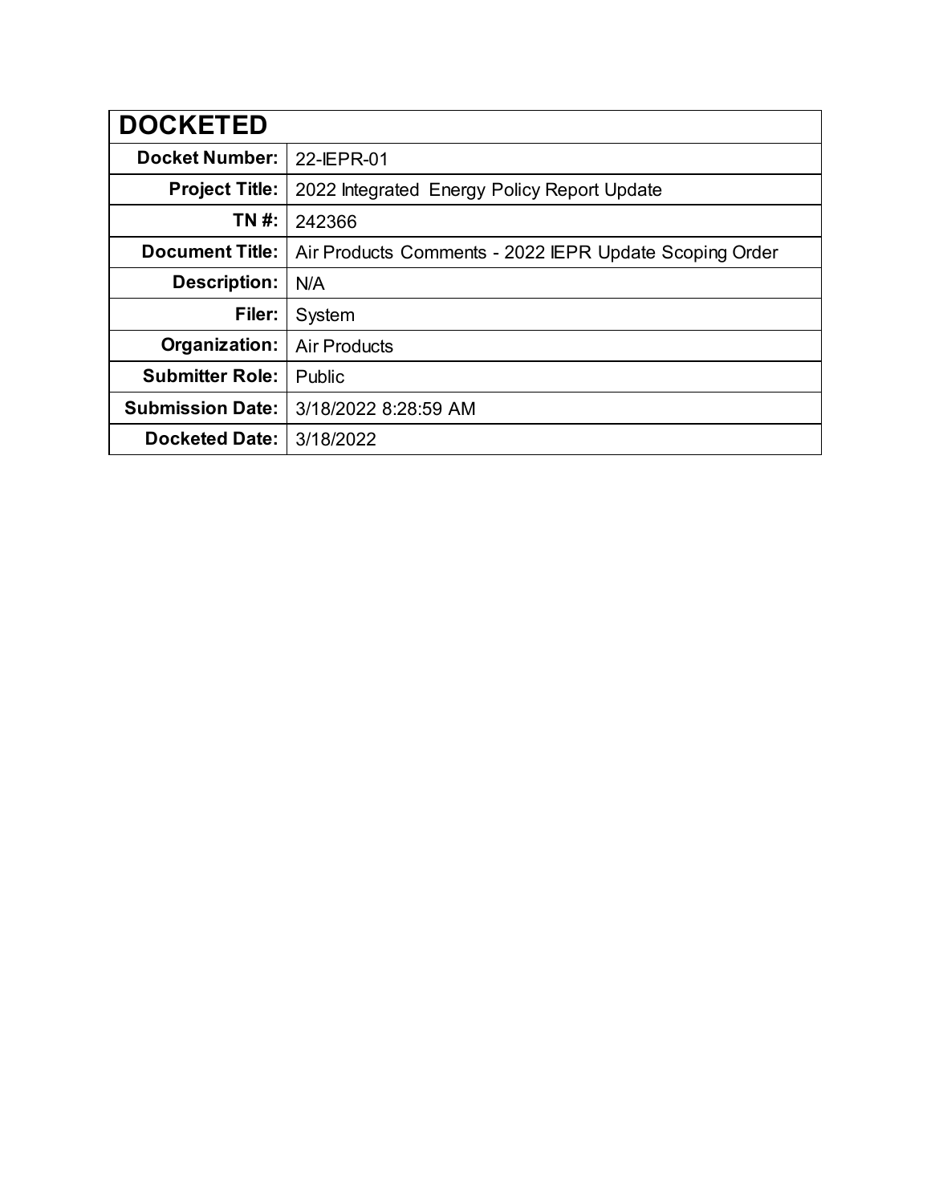| DOCKETED | |
|---|---|
| **Docket Number:** | 22-IEPR-01 |
| **Project Title:** | 2022 Integrated Energy Policy Report Update |
| **TN #:** | 242366 |
| **Document Title:** | Air Products Comments - 2022 IEPR Update Scoping Order |
| **Description:** | N/A |
| **Filer:** | System |
| **Organization:** | Air Products |
| **Submitter Role:** | Public |
| **Submission Date:** | 3/18/2022 8:28:59 AM |
| **Docketed Date:** | 3/18/2022 |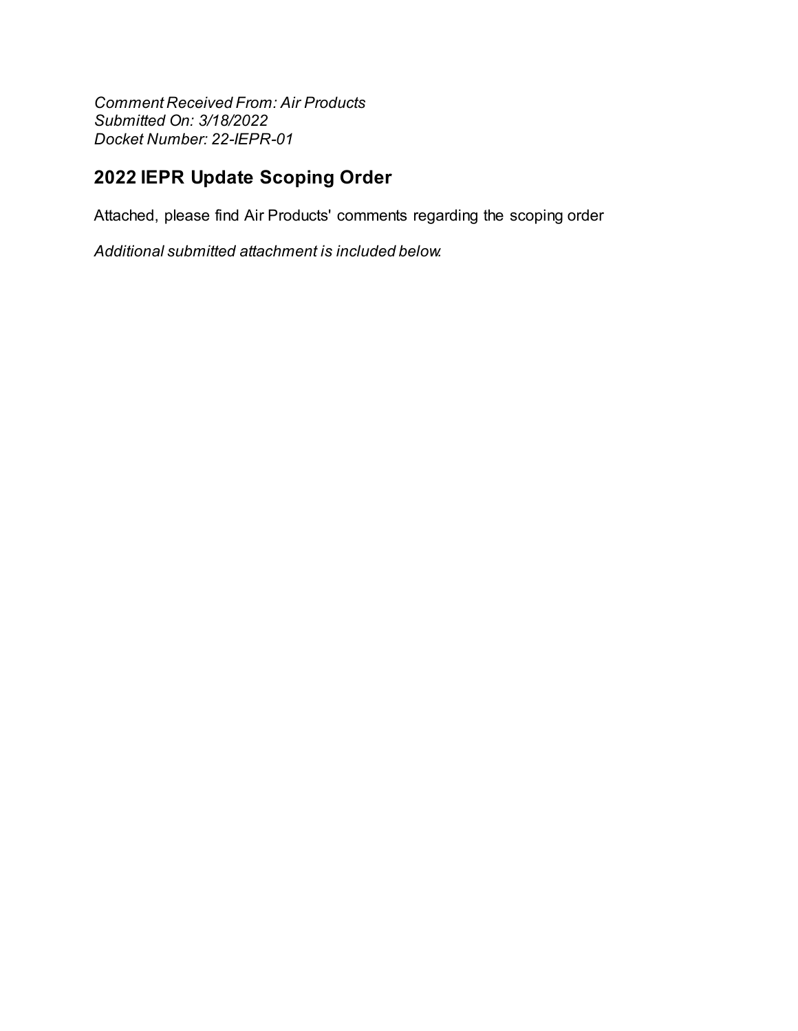*Comment Received From: Air Products*
*Submitted On: 3/18/2022*
*Docket Number: 22-IEPR-01*

## 2022 IEPR Update Scoping Order

Attached, please find Air Products' comments regarding the scoping order

*Additional submitted attachment is included below.*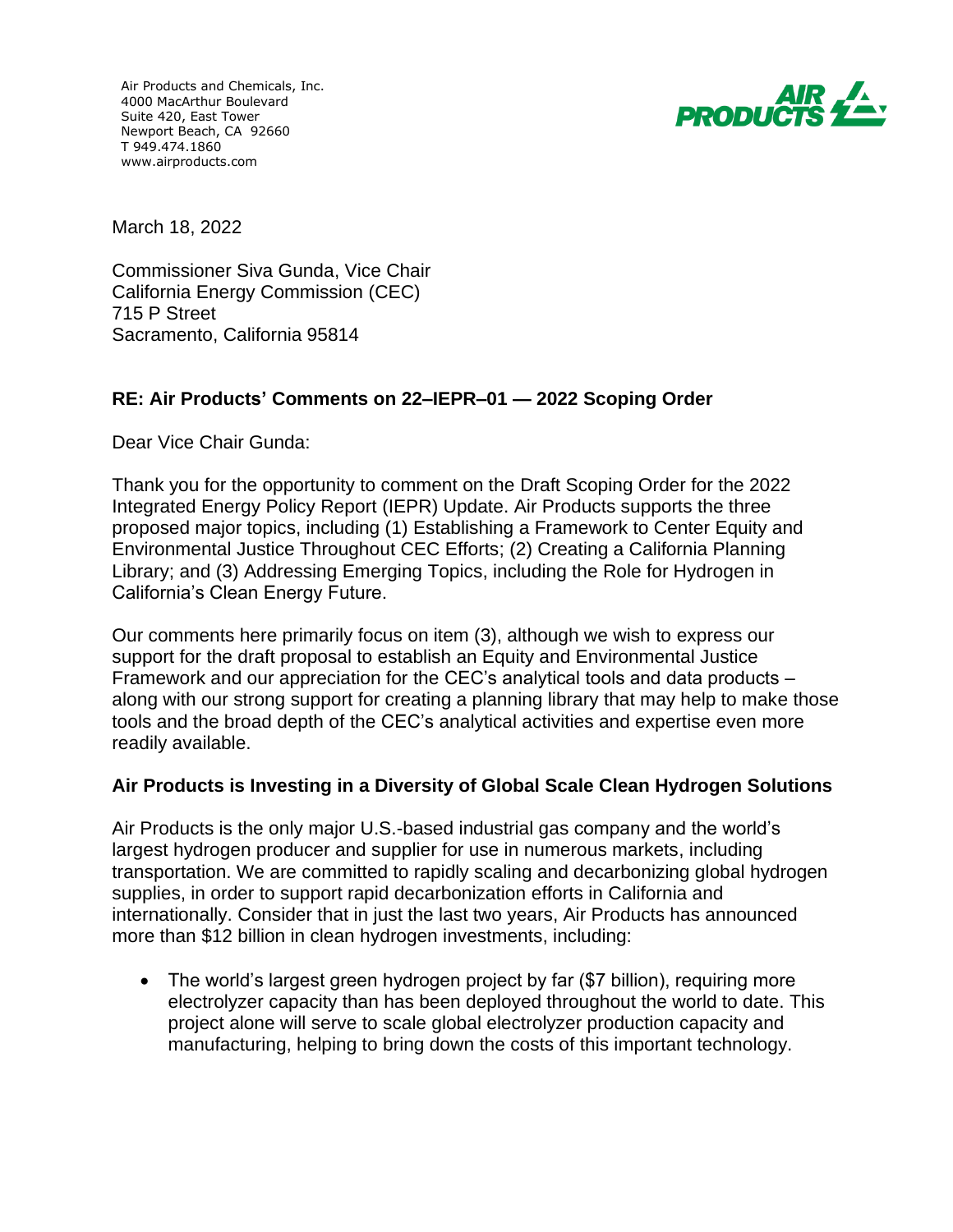Air Products and Chemicals, Inc.
4000 MacArthur Boulevard
Suite 420, East Tower
Newport Beach, CA 92660
T 949.474.1860
www.airproducts.com

March 18, 2022

Commissioner Siva Gunda, Vice Chair
California Energy Commission (CEC)
715 P Street
Sacramento, California 95814

**RE: Air Products' Comments on 22–IEPR–01 — 2022 Scoping Order**

Dear Vice Chair Gunda:

Thank you for the opportunity to comment on the Draft Scoping Order for the 2022 Integrated Energy Policy Report (IEPR) Update. Air Products supports the three proposed major topics, including (1) Establishing a Framework to Center Equity and Environmental Justice Throughout CEC Efforts; (2) Creating a California Planning Library; and (3) Addressing Emerging Topics, including the Role for Hydrogen in California's Clean Energy Future.

Our comments here primarily focus on item (3), although we wish to express our support for the draft proposal to establish an Equity and Environmental Justice Framework and our appreciation for the CEC's analytical tools and data products – along with our strong support for creating a planning library that may help to make those tools and the broad depth of the CEC's analytical activities and expertise even more readily available.

**Air Products is Investing in a Diversity of Global Scale Clean Hydrogen Solutions**

Air Products is the only major U.S.-based industrial gas company and the world's largest hydrogen producer and supplier for use in numerous markets, including transportation. We are committed to rapidly scaling and decarbonizing global hydrogen supplies, in order to support rapid decarbonization efforts in California and internationally. Consider that in just the last two years, Air Products has announced more than $12 billion in clean hydrogen investments, including:

- The world's largest green hydrogen project by far ($7 billion), requiring more electrolyzer capacity than has been deployed throughout the world to date. This project alone will serve to scale global electrolyzer production capacity and manufacturing, helping to bring down the costs of this important technology.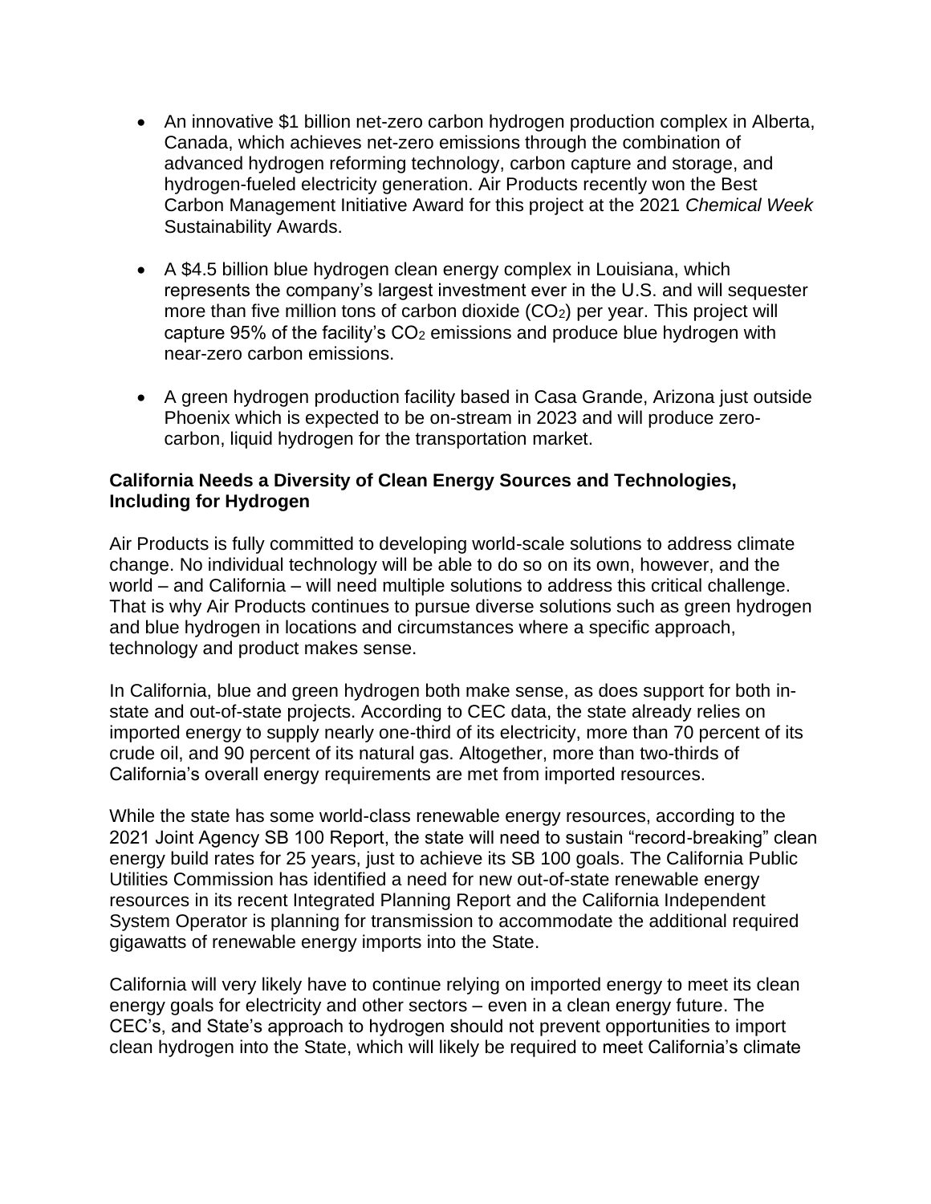- An innovative $1 billion net-zero carbon hydrogen production complex in Alberta, Canada, which achieves net-zero emissions through the combination of advanced hydrogen reforming technology, carbon capture and storage, and hydrogen-fueled electricity generation. Air Products recently won the Best Carbon Management Initiative Award for this project at the 2021 *Chemical Week* Sustainability Awards.

- A $4.5 billion blue hydrogen clean energy complex in Louisiana, which represents the company's largest investment ever in the U.S. and will sequester more than five million tons of carbon dioxide ($CO_2$) per year. This project will capture 95% of the facility's $CO_2$ emissions and produce blue hydrogen with near-zero carbon emissions.

- A green hydrogen production facility based in Casa Grande, Arizona just outside Phoenix which is expected to be on-stream in 2023 and will produce zero-carbon, liquid hydrogen for the transportation market.

**California Needs a Diversity of Clean Energy Sources and Technologies, Including for Hydrogen**

Air Products is fully committed to developing world-scale solutions to address climate change. No individual technology will be able to do so on its own, however, and the world – and California – will need multiple solutions to address this critical challenge. That is why Air Products continues to pursue diverse solutions such as green hydrogen and blue hydrogen in locations and circumstances where a specific approach, technology and product makes sense.

In California, blue and green hydrogen both make sense, as does support for both in-state and out-of-state projects. According to CEC data, the state already relies on imported energy to supply nearly one-third of its electricity, more than 70 percent of its crude oil, and 90 percent of its natural gas. Altogether, more than two-thirds of California's overall energy requirements are met from imported resources.

While the state has some world-class renewable energy resources, according to the 2021 Joint Agency SB 100 Report, the state will need to sustain "record-breaking" clean energy build rates for 25 years, just to achieve its SB 100 goals. The California Public Utilities Commission has identified a need for new out-of-state renewable energy resources in its recent Integrated Planning Report and the California Independent System Operator is planning for transmission to accommodate the additional required gigawatts of renewable energy imports into the State.

California will very likely have to continue relying on imported energy to meet its clean energy goals for electricity and other sectors – even in a clean energy future. The CEC's, and State's approach to hydrogen should not prevent opportunities to import clean hydrogen into the State, which will likely be required to meet California's climate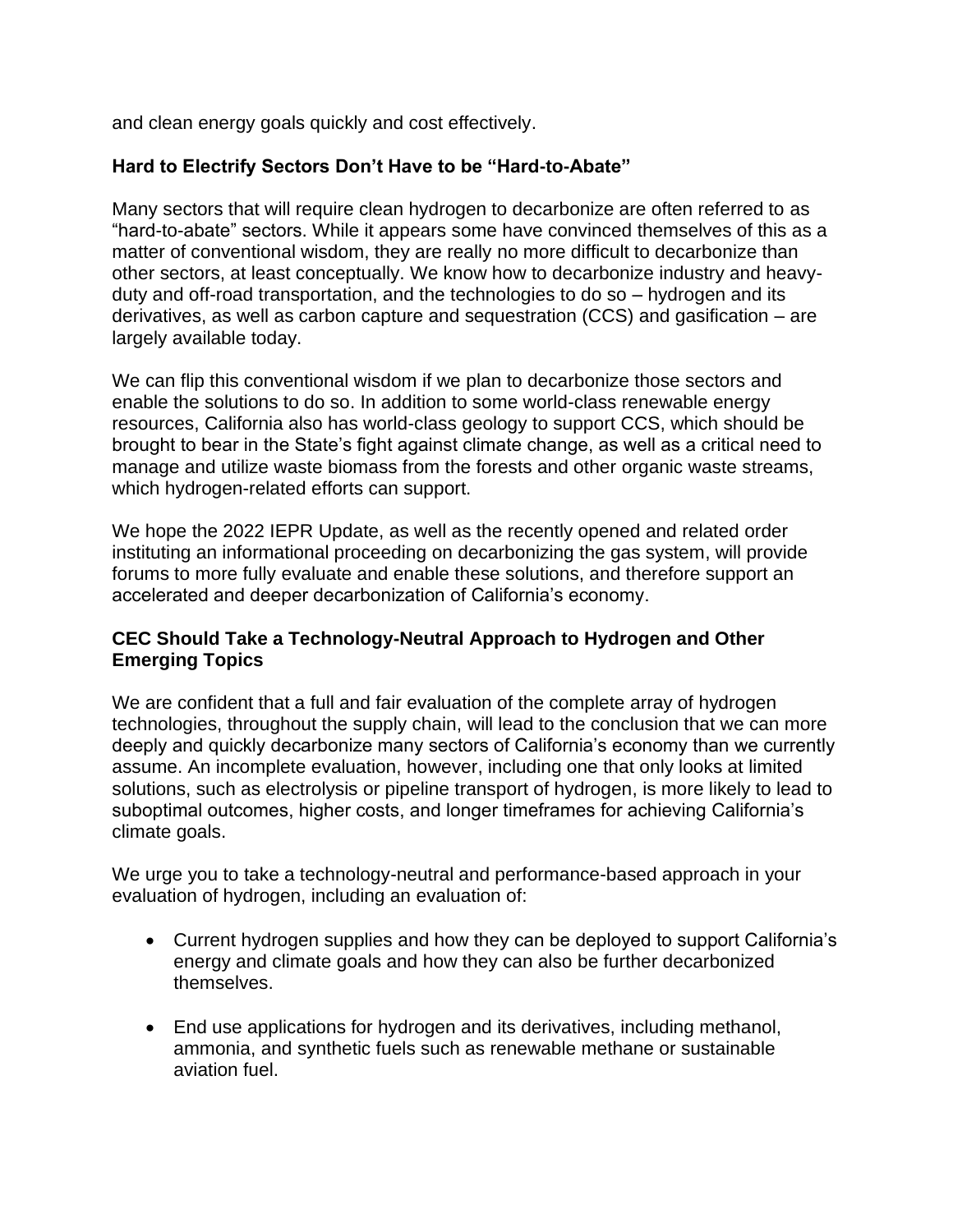and clean energy goals quickly and cost effectively.

### Hard to Electrify Sectors Don't Have to be "Hard-to-Abate"

Many sectors that will require clean hydrogen to decarbonize are often referred to as "hard-to-abate" sectors. While it appears some have convinced themselves of this as a matter of conventional wisdom, they are really no more difficult to decarbonize than other sectors, at least conceptually. We know how to decarbonize industry and heavy-duty and off-road transportation, and the technologies to do so – hydrogen and its derivatives, as well as carbon capture and sequestration (CCS) and gasification – are largely available today.

We can flip this conventional wisdom if we plan to decarbonize those sectors and enable the solutions to do so. In addition to some world-class renewable energy resources, California also has world-class geology to support CCS, which should be brought to bear in the State's fight against climate change, as well as a critical need to manage and utilize waste biomass from the forests and other organic waste streams, which hydrogen-related efforts can support.

We hope the 2022 IEPR Update, as well as the recently opened and related order instituting an informational proceeding on decarbonizing the gas system, will provide forums to more fully evaluate and enable these solutions, and therefore support an accelerated and deeper decarbonization of California's economy.

### CEC Should Take a Technology-Neutral Approach to Hydrogen and Other Emerging Topics

We are confident that a full and fair evaluation of the complete array of hydrogen technologies, throughout the supply chain, will lead to the conclusion that we can more deeply and quickly decarbonize many sectors of California's economy than we currently assume. An incomplete evaluation, however, including one that only looks at limited solutions, such as electrolysis or pipeline transport of hydrogen, is more likely to lead to suboptimal outcomes, higher costs, and longer timeframes for achieving California's climate goals.

We urge you to take a technology-neutral and performance-based approach in your evaluation of hydrogen, including an evaluation of:

- Current hydrogen supplies and how they can be deployed to support California's energy and climate goals and how they can also be further decarbonized themselves.

- End use applications for hydrogen and its derivatives, including methanol, ammonia, and synthetic fuels such as renewable methane or sustainable aviation fuel.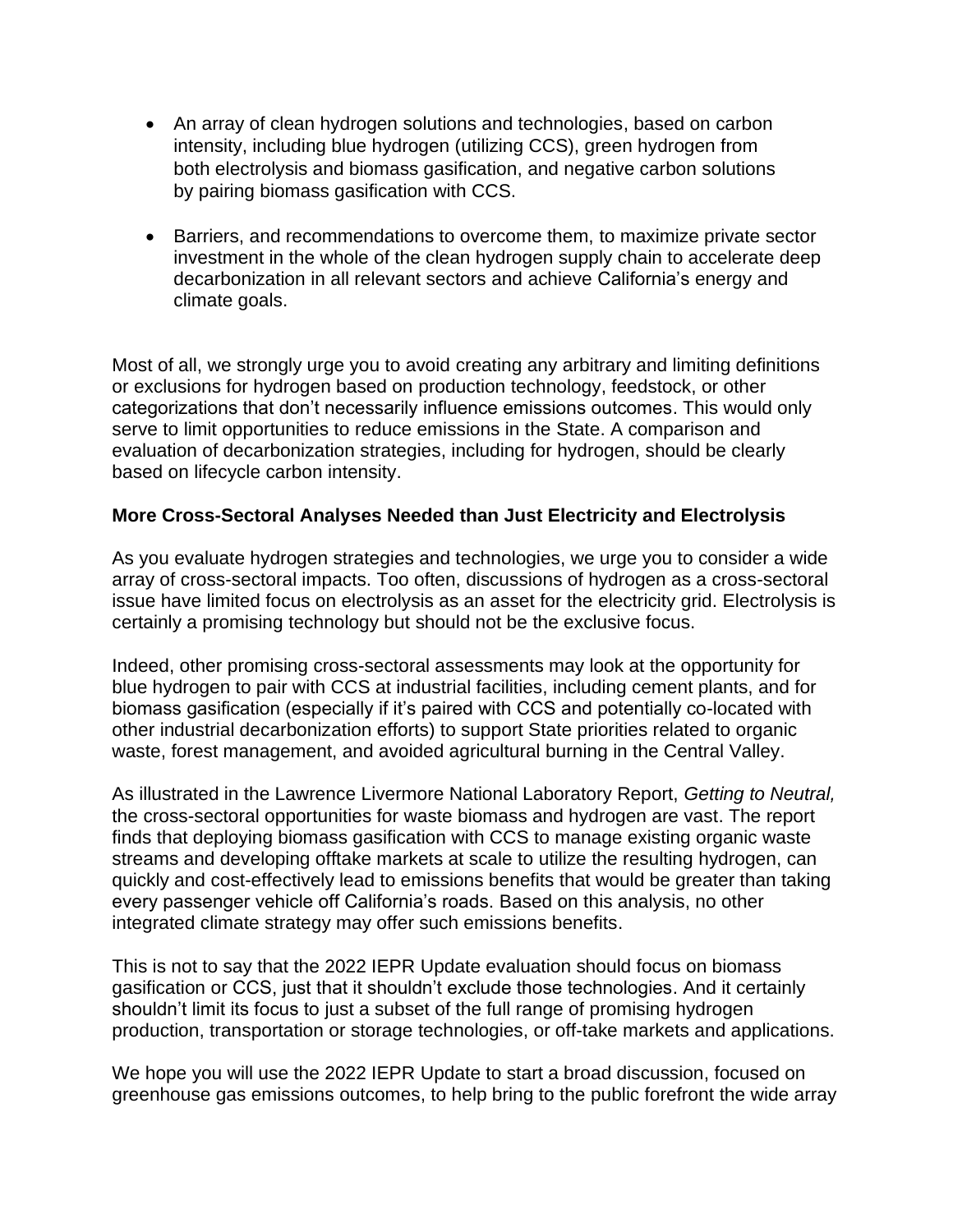- An array of clean hydrogen solutions and technologies, based on carbon intensity, including blue hydrogen (utilizing CCS), green hydrogen from both electrolysis and biomass gasification, and negative carbon solutions by pairing biomass gasification with CCS.

- Barriers, and recommendations to overcome them, to maximize private sector investment in the whole of the clean hydrogen supply chain to accelerate deep decarbonization in all relevant sectors and achieve California's energy and climate goals.

Most of all, we strongly urge you to avoid creating any arbitrary and limiting definitions or exclusions for hydrogen based on production technology, feedstock, or other categorizations that don't necessarily influence emissions outcomes. This would only serve to limit opportunities to reduce emissions in the State. A comparison and evaluation of decarbonization strategies, including for hydrogen, should be clearly based on lifecycle carbon intensity.

**More Cross-Sectoral Analyses Needed than Just Electricity and Electrolysis**

As you evaluate hydrogen strategies and technologies, we urge you to consider a wide array of cross-sectoral impacts. Too often, discussions of hydrogen as a cross-sectoral issue have limited focus on electrolysis as an asset for the electricity grid. Electrolysis is certainly a promising technology but should not be the exclusive focus.

Indeed, other promising cross-sectoral assessments may look at the opportunity for blue hydrogen to pair with CCS at industrial facilities, including cement plants, and for biomass gasification (especially if it's paired with CCS and potentially co-located with other industrial decarbonization efforts) to support State priorities related to organic waste, forest management, and avoided agricultural burning in the Central Valley.

As illustrated in the Lawrence Livermore National Laboratory Report, *Getting to Neutral,* the cross-sectoral opportunities for waste biomass and hydrogen are vast. The report finds that deploying biomass gasification with CCS to manage existing organic waste streams and developing offtake markets at scale to utilize the resulting hydrogen, can quickly and cost-effectively lead to emissions benefits that would be greater than taking every passenger vehicle off California's roads. Based on this analysis, no other integrated climate strategy may offer such emissions benefits.

This is not to say that the 2022 IEPR Update evaluation should focus on biomass gasification or CCS, just that it shouldn't exclude those technologies. And it certainly shouldn't limit its focus to just a subset of the full range of promising hydrogen production, transportation or storage technologies, or off-take markets and applications.

We hope you will use the 2022 IEPR Update to start a broad discussion, focused on greenhouse gas emissions outcomes, to help bring to the public forefront the wide array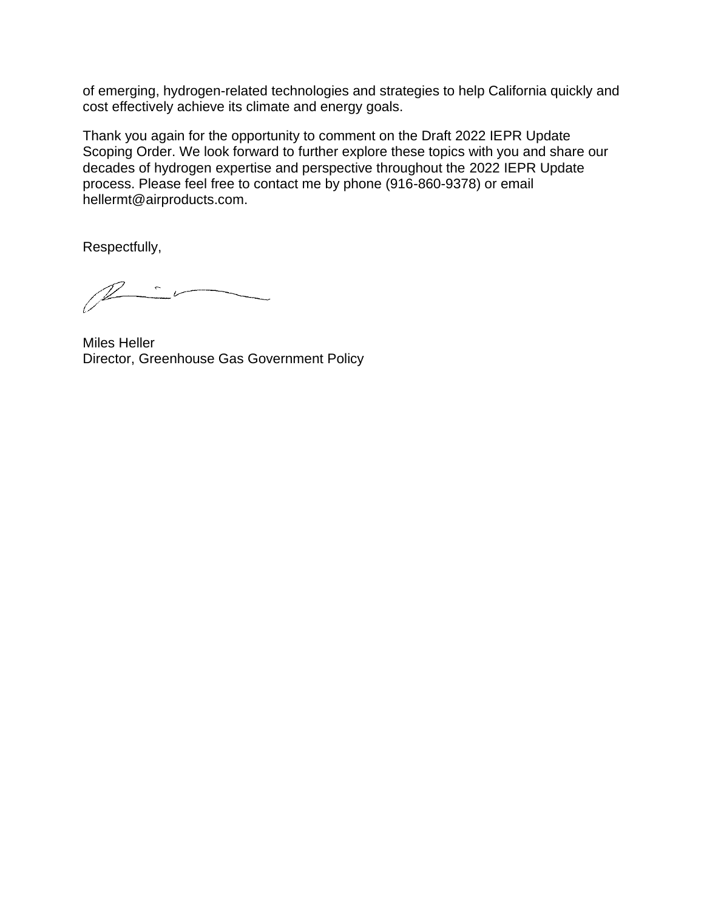of emerging, hydrogen-related technologies and strategies to help California quickly and cost effectively achieve its climate and energy goals.

Thank you again for the opportunity to comment on the Draft 2022 IEPR Update Scoping Order. We look forward to further explore these topics with you and share our decades of hydrogen expertise and perspective throughout the 2022 IEPR Update process. Please feel free to contact me by phone (916-860-9378) or email hellermt@airproducts.com.

Respectfully,

Miles Heller
Director, Greenhouse Gas Government Policy